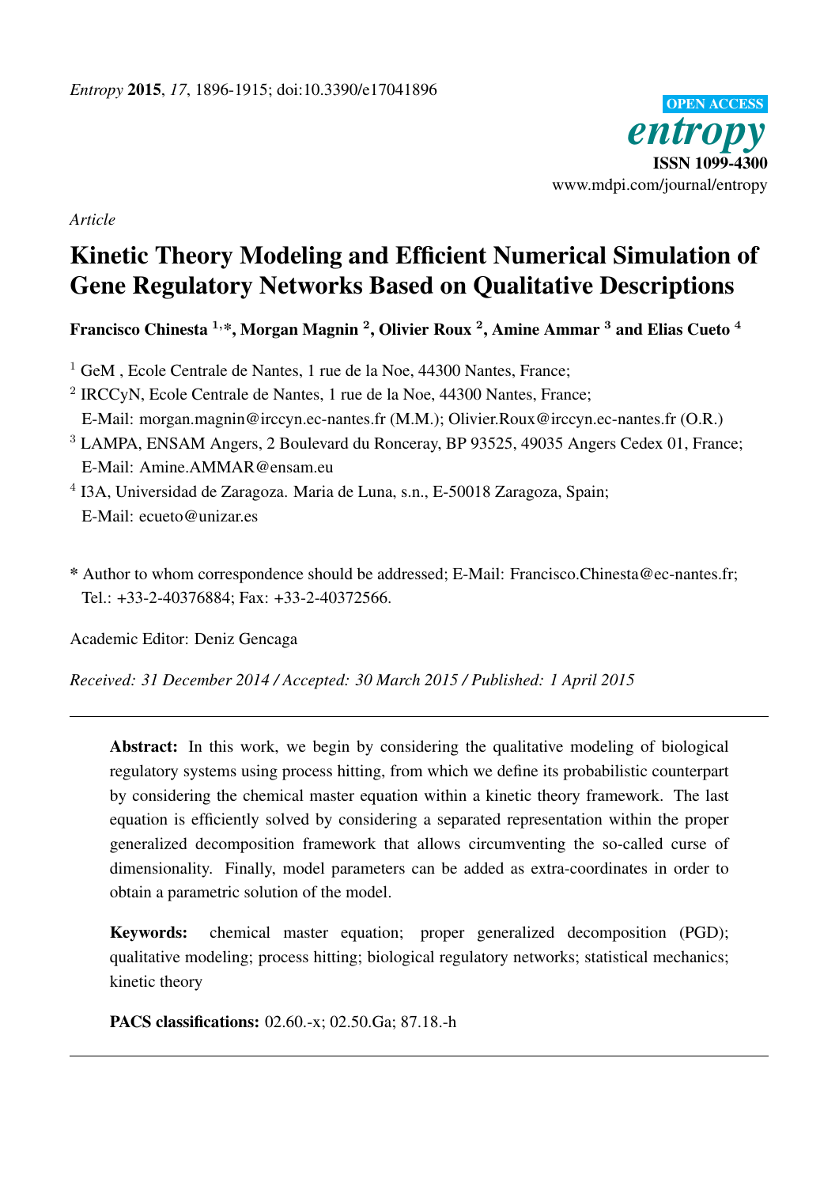*Entropy* **2015**, *17*, 1896-1915; doi:10.3390/e17041896

OPEN ACCESS

**entropy**

**ISSN 1099-4300**

www.mdpi.com/journal/entropy

*Article*

# Kinetic Theory Modeling and Efficient Numerical Simulation of Gene Regulatory Networks Based on Qualitative Descriptions

**Francisco Chinesta [1,*], Morgan Magnin [2], Olivier Roux [2], Amine Ammar [3] and Elias Cueto [4]**

[1] GeM , Ecole Centrale de Nantes, 1 rue de la Noe, 44300 Nantes, France;

[2] IRCCyN, Ecole Centrale de Nantes, 1 rue de la Noe, 44300 Nantes, France;
E-Mail: morgan.magnin@irccyn.ec-nantes.fr (M.M.); Olivier.Roux@irccyn.ec-nantes.fr (O.R.)

[3] LAMPA, ENSAM Angers, 2 Boulevard du Ronceray, BP 93525, 49035 Angers Cedex 01, France;
E-Mail: Amine.AMMAR@ensam.eu

[4] I3A, Universidad de Zaragoza. Maria de Luna, s.n., E-50018 Zaragoza, Spain;
E-Mail: ecueto@unizar.es

* Author to whom correspondence should be addressed; E-Mail: Francisco.Chinesta@ec-nantes.fr;
Tel.: +33-2-40376884; Fax: +33-2-40372566.

Academic Editor: Deniz Gencaga

*Received: 31 December 2014 / Accepted: 30 March 2015 / Published: 1 April 2015*

---

**Abstract:** In this work, we begin by considering the qualitative modeling of biological regulatory systems using process hitting, from which we define its probabilistic counterpart by considering the chemical master equation within a kinetic theory framework. The last equation is efficiently solved by considering a separated representation within the proper generalized decomposition framework that allows circumventing the so-called curse of dimensionality. Finally, model parameters can be added as extra-coordinates in order to obtain a parametric solution of the model.

**Keywords:** chemical master equation; proper generalized decomposition (PGD); qualitative modeling; process hitting; biological regulatory networks; statistical mechanics; kinetic theory

**PACS classifications:** 02.60.-x; 02.50.Ga; 87.18.-h

---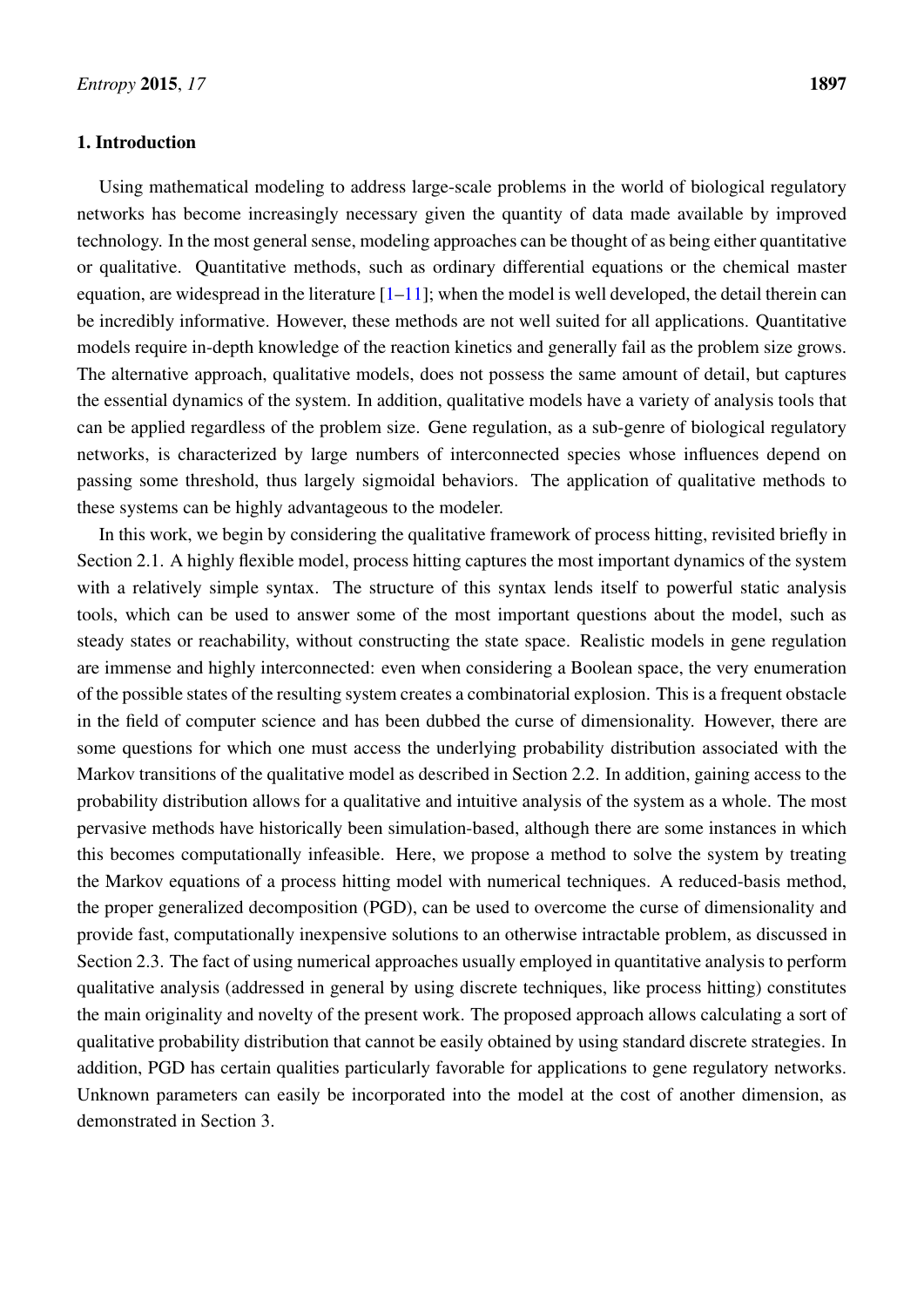## 1. Introduction

Using mathematical modeling to address large-scale problems in the world of biological regulatory networks has become increasingly necessary given the quantity of data made available by improved technology. In the most general sense, modeling approaches can be thought of as being either quantitative or qualitative. Quantitative methods, such as ordinary differential equations or the chemical master equation, are widespread in the literature [1–11]; when the model is well developed, the detail therein can be incredibly informative. However, these methods are not well suited for all applications. Quantitative models require in-depth knowledge of the reaction kinetics and generally fail as the problem size grows. The alternative approach, qualitative models, does not possess the same amount of detail, but captures the essential dynamics of the system. In addition, qualitative models have a variety of analysis tools that can be applied regardless of the problem size. Gene regulation, as a sub-genre of biological regulatory networks, is characterized by large numbers of interconnected species whose influences depend on passing some threshold, thus largely sigmoidal behaviors. The application of qualitative methods to these systems can be highly advantageous to the modeler.

In this work, we begin by considering the qualitative framework of process hitting, revisited briefly in Section 2.1. A highly flexible model, process hitting captures the most important dynamics of the system with a relatively simple syntax. The structure of this syntax lends itself to powerful static analysis tools, which can be used to answer some of the most important questions about the model, such as steady states or reachability, without constructing the state space. Realistic models in gene regulation are immense and highly interconnected: even when considering a Boolean space, the very enumeration of the possible states of the resulting system creates a combinatorial explosion. This is a frequent obstacle in the field of computer science and has been dubbed the curse of dimensionality. However, there are some questions for which one must access the underlying probability distribution associated with the Markov transitions of the qualitative model as described in Section 2.2. In addition, gaining access to the probability distribution allows for a qualitative and intuitive analysis of the system as a whole. The most pervasive methods have historically been simulation-based, although there are some instances in which this becomes computationally infeasible. Here, we propose a method to solve the system by treating the Markov equations of a process hitting model with numerical techniques. A reduced-basis method, the proper generalized decomposition (PGD), can be used to overcome the curse of dimensionality and provide fast, computationally inexpensive solutions to an otherwise intractable problem, as discussed in Section 2.3. The fact of using numerical approaches usually employed in quantitative analysis to perform qualitative analysis (addressed in general by using discrete techniques, like process hitting) constitutes the main originality and novelty of the present work. The proposed approach allows calculating a sort of qualitative probability distribution that cannot be easily obtained by using standard discrete strategies. In addition, PGD has certain qualities particularly favorable for applications to gene regulatory networks. Unknown parameters can easily be incorporated into the model at the cost of another dimension, as demonstrated in Section 3.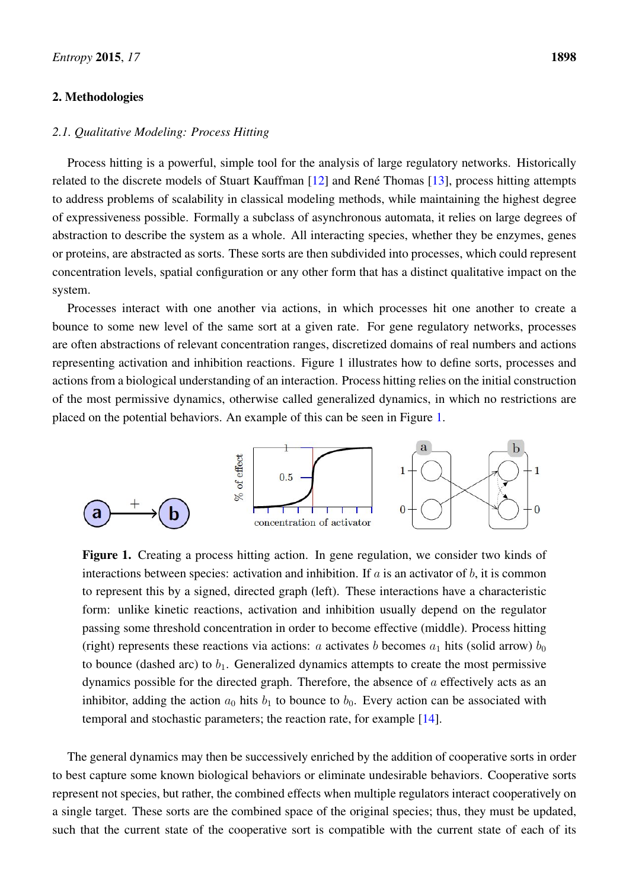## 2. Methodologies

### *2.1. Qualitative Modeling: Process Hitting*

Process hitting is a powerful, simple tool for the analysis of large regulatory networks. Historically related to the discrete models of Stuart Kauffman [12] and René Thomas [13], process hitting attempts to address problems of scalability in classical modeling methods, while maintaining the highest degree of expressiveness possible. Formally a subclass of asynchronous automata, it relies on large degrees of abstraction to describe the system as a whole. All interacting species, whether they be enzymes, genes or proteins, are abstracted as sorts. These sorts are then subdivided into processes, which could represent concentration levels, spatial configuration or any other form that has a distinct qualitative impact on the system.

Processes interact with one another via actions, in which processes hit one another to create a bounce to some new level of the same sort at a given rate. For gene regulatory networks, processes are often abstractions of relevant concentration ranges, discretized domains of real numbers and actions representing activation and inhibition reactions. Figure 1 illustrates how to define sorts, processes and actions from a biological understanding of an interaction. Process hitting relies on the initial construction of the most permissive dynamics, otherwise called generalized dynamics, in which no restrictions are placed on the potential behaviors. An example of this can be seen in Figure 1.

**Figure 1.** Creating a process hitting action. In gene regulation, we consider two kinds of interactions between species: activation and inhibition. If $a$ is an activator of $b$, it is common to represent this by a signed, directed graph (left). These interactions have a characteristic form: unlike kinetic reactions, activation and inhibition usually depend on the regulator passing some threshold concentration in order to become effective (middle). Process hitting (right) represents these reactions via actions: $a$ activates $b$ becomes $a_1$ hits (solid arrow) $b_0$ to bounce (dashed arc) to $b_1$. Generalized dynamics attempts to create the most permissive dynamics possible for the directed graph. Therefore, the absence of $a$ effectively acts as an inhibitor, adding the action $a_0$ hits $b_1$ to bounce to $b_0$. Every action can be associated with temporal and stochastic parameters; the reaction rate, for example [14].

The general dynamics may then be successively enriched by the addition of cooperative sorts in order to best capture some known biological behaviors or eliminate undesirable behaviors. Cooperative sorts represent not species, but rather, the combined effects when multiple regulators interact cooperatively on a single target. These sorts are the combined space of the original species; thus, they must be updated, such that the current state of the cooperative sort is compatible with the current state of each of its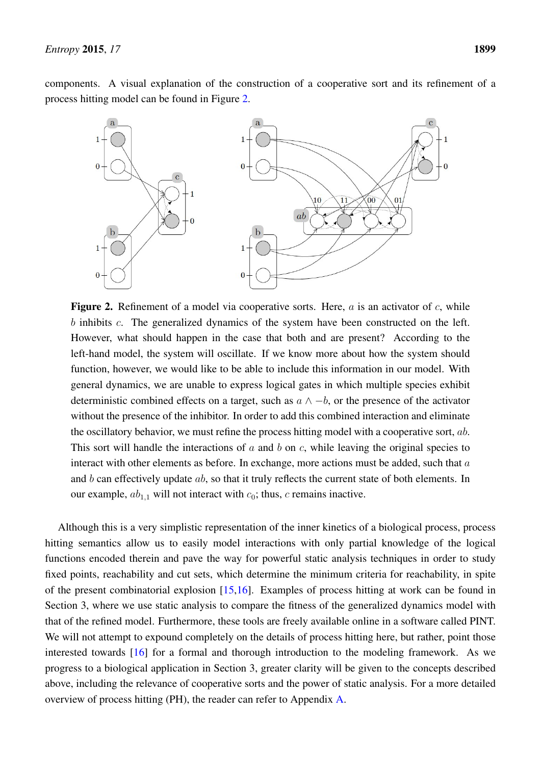components. A visual explanation of the construction of a cooperative sort and its refinement of a process hitting model can be found in Figure 2.

**Figure 2.** Refinement of a model via cooperative sorts. Here, $a$ is an activator of $c$, while $b$ inhibits $c$. The generalized dynamics of the system have been constructed on the left. However, what should happen in the case that both and are present? According to the left-hand model, the system will oscillate. If we know more about how the system should function, however, we would like to be able to include this information in our model. With general dynamics, we are unable to express logical gates in which multiple species exhibit deterministic combined effects on a target, such as $a \wedge -b$, or the presence of the activator without the presence of the inhibitor. In order to add this combined interaction and eliminate the oscillatory behavior, we must refine the process hitting model with a cooperative sort, $ab$. This sort will handle the interactions of $a$ and $b$ on $c$, while leaving the original species to interact with other elements as before. In exchange, more actions must be added, such that $a$ and $b$ can effectively update $ab$, so that it truly reflects the current state of both elements. In our example, $ab_{1,1}$ will not interact with $c_0$; thus, $c$ remains inactive.

Although this is a very simplistic representation of the inner kinetics of a biological process, process hitting semantics allow us to easily model interactions with only partial knowledge of the logical functions encoded therein and pave the way for powerful static analysis techniques in order to study fixed points, reachability and cut sets, which determine the minimum criteria for reachability, in spite of the present combinatorial explosion [15,16]. Examples of process hitting at work can be found in Section 3, where we use static analysis to compare the fitness of the generalized dynamics model with that of the refined model. Furthermore, these tools are freely available online in a software called PINT. We will not attempt to expound completely on the details of process hitting here, but rather, point those interested towards [16] for a formal and thorough introduction to the modeling framework. As we progress to a biological application in Section 3, greater clarity will be given to the concepts described above, including the relevance of cooperative sorts and the power of static analysis. For a more detailed overview of process hitting (PH), the reader can refer to Appendix A.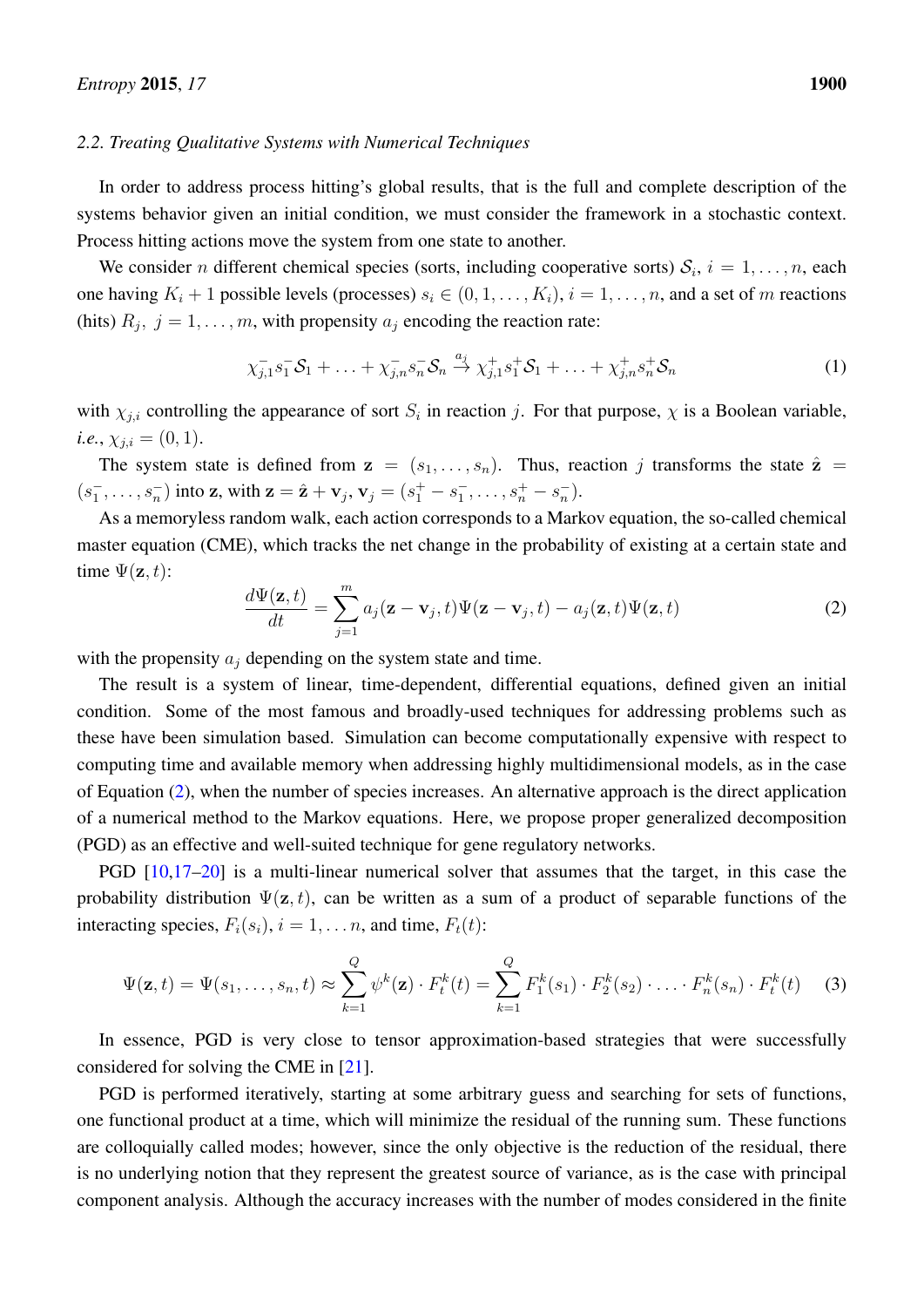### 2.2. Treating Qualitative Systems with Numerical Techniques

In order to address process hitting's global results, that is the full and complete description of the systems behavior given an initial condition, we must consider the framework in a stochastic context. Process hitting actions move the system from one state to another.

We consider $n$ different chemical species (sorts, including cooperative sorts) $\mathcal{S}_i$, $i = 1, \ldots, n$, each one having $K_i + 1$ possible levels (processes) $s_i \in (0, 1, \ldots, K_i)$, $i = 1, \ldots, n$, and a set of $m$ reactions (hits) $R_j$, $j = 1, \ldots, m$, with propensity $a_j$ encoding the reaction rate:

$$\chi_{j,1}^{-} s_1^{-} \mathcal{S}_1 + \ldots + \chi_{j,n}^{-} s_n^{-} \mathcal{S}_n \xrightarrow{a_j} \chi_{j,1}^{+} s_1^{+} \mathcal{S}_1 + \ldots + \chi_{j,n}^{+} s_n^{+} \mathcal{S}_n \tag{1}$$

with $\chi_{j,i}$ controlling the appearance of sort $S_i$ in reaction $j$. For that purpose, $\chi$ is a Boolean variable, *i.e.*, $\chi_{j,i} = (0, 1)$.

The system state is defined from $\mathbf{z} = (s_1, \ldots, s_n)$. Thus, reaction $j$ transforms the state $\hat{\mathbf{z}} = (s_1^{-}, \ldots, s_n^{-})$ into $\mathbf{z}$, with $\mathbf{z} = \hat{\mathbf{z}} + \mathbf{v}_j$, $\mathbf{v}_j = (s_1^{+} - s_1^{-}, \ldots, s_n^{+} - s_n^{-})$.

As a memoryless random walk, each action corresponds to a Markov equation, the so-called chemical master equation (CME), which tracks the net change in the probability of existing at a certain state and time $\Psi(\mathbf{z}, t)$:

$$\frac{d\Psi(\mathbf{z}, t)}{dt} = \sum_{j=1}^{m} a_j(\mathbf{z} - \mathbf{v}_j, t)\Psi(\mathbf{z} - \mathbf{v}_j, t) - a_j(\mathbf{z}, t)\Psi(\mathbf{z}, t) \tag{2}$$

with the propensity $a_j$ depending on the system state and time.

The result is a system of linear, time-dependent, differential equations, defined given an initial condition. Some of the most famous and broadly-used techniques for addressing problems such as these have been simulation based. Simulation can become computationally expensive with respect to computing time and available memory when addressing highly multidimensional models, as in the case of Equation (2), when the number of species increases. An alternative approach is the direct application of a numerical method to the Markov equations. Here, we propose proper generalized decomposition (PGD) as an effective and well-suited technique for gene regulatory networks.

PGD [10,17–20] is a multi-linear numerical solver that assumes that the target, in this case the probability distribution $\Psi(\mathbf{z}, t)$, can be written as a sum of a product of separable functions of the interacting species, $F_i(s_i)$, $i = 1, \ldots n$, and time, $F_t(t)$:

$$\Psi(\mathbf{z}, t) = \Psi(s_1, \ldots, s_n, t) \approx \sum_{k=1}^{Q} \psi^k(\mathbf{z}) \cdot F_t^k(t) = \sum_{k=1}^{Q} F_1^k(s_1) \cdot F_2^k(s_2) \cdot \ldots \cdot F_n^k(s_n) \cdot F_t^k(t) \tag{3}$$

In essence, PGD is very close to tensor approximation-based strategies that were successfully considered for solving the CME in [21].

PGD is performed iteratively, starting at some arbitrary guess and searching for sets of functions, one functional product at a time, which will minimize the residual of the running sum. These functions are colloquially called modes; however, since the only objective is the reduction of the residual, there is no underlying notion that they represent the greatest source of variance, as is the case with principal component analysis. Although the accuracy increases with the number of modes considered in the finite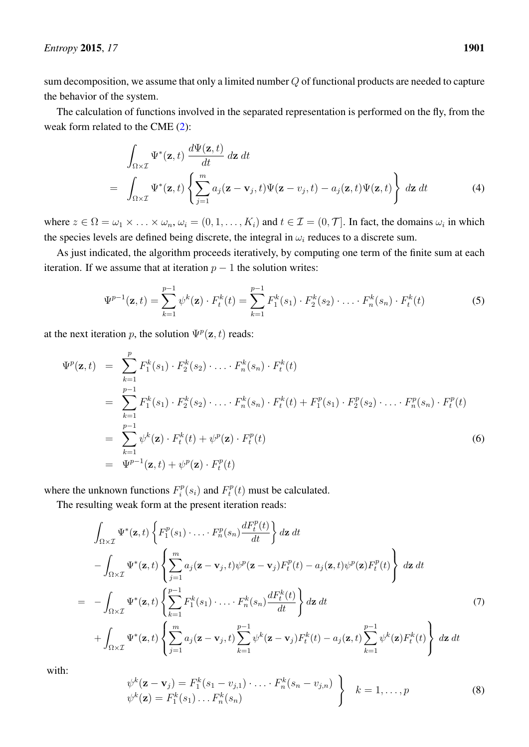sum decomposition, we assume that only a limited number $Q$ of functional products are needed to capture the behavior of the system.

The calculation of functions involved in the separated representation is performed on the fly, from the weak form related to the CME (2):

$$
\begin{aligned}
&\int_{\Omega \times \mathcal{I}} \Psi^*(\mathbf{z}, t) \, \frac{d\Psi(\mathbf{z}, t)}{dt} \, d\mathbf{z} \, dt \\
= \; &\int_{\Omega \times \mathcal{I}} \Psi^*(\mathbf{z}, t) \left\{ \sum_{j=1}^{m} a_j(\mathbf{z} - \mathbf{v}_j, t) \Psi(\mathbf{z} - v_j, t) - a_j(\mathbf{z}, t) \Psi(\mathbf{z}, t) \right\} \, d\mathbf{z} \, dt
\end{aligned} \tag{4}
$$

where $z \in \Omega = \omega_1 \times \ldots \times \omega_n, \omega_i = (0, 1, \ldots, K_i)$ and $t \in \mathcal{I} = (0, \mathcal{T}]$. In fact, the domains $\omega_i$ in which the species levels are defined being discrete, the integral in $\omega_i$ reduces to a discrete sum.

As just indicated, the algorithm proceeds iteratively, by computing one term of the finite sum at each iteration. If we assume that at iteration $p-1$ the solution writes:

$$
\Psi^{p-1}(\mathbf{z}, t) = \sum_{k=1}^{p-1} \psi^k(\mathbf{z}) \cdot F_t^k(t) = \sum_{k=1}^{p-1} F_1^k(s_1) \cdot F_2^k(s_2) \cdot \ldots \cdot F_n^k(s_n) \cdot F_t^k(t) \tag{5}
$$

at the next iteration $p$, the solution $\Psi^p(\mathbf{z}, t)$ reads:

$$
\begin{aligned}
\Psi^p(\mathbf{z}, t) &= \sum_{k=1}^{p} F_1^k(s_1) \cdot F_2^k(s_2) \cdot \ldots \cdot F_n^k(s_n) \cdot F_t^k(t) \\
&= \sum_{k=1}^{p-1} F_1^k(s_1) \cdot F_2^k(s_2) \cdot \ldots \cdot F_n^k(s_n) \cdot F_t^k(t) + F_1^p(s_1) \cdot F_2^p(s_2) \cdot \ldots \cdot F_n^p(s_n) \cdot F_t^p(t) \\
&= \sum_{k=1}^{p-1} \psi^k(\mathbf{z}) \cdot F_t^k(t) + \psi^p(\mathbf{z}) \cdot F_t^p(t) \\
&= \Psi^{p-1}(\mathbf{z}, t) + \psi^p(\mathbf{z}) \cdot F_t^p(t)
\end{aligned} \tag{6}
$$

where the unknown functions $F_i^p(s_i)$ and $F_t^p(t)$ must be calculated.

The resulting weak form at the present iteration reads:

$$
\begin{aligned}
&\int_{\Omega \times \mathcal{I}} \Psi^*(\mathbf{z}, t) \left\{ F_1^p(s_1) \cdot \ldots \cdot F_n^p(s_n) \frac{dF_t^p(t)}{dt} \right\} d\mathbf{z} \, dt \\
&- \int_{\Omega \times \mathcal{I}} \Psi^*(\mathbf{z}, t) \left\{ \sum_{j=1}^{m} a_j(\mathbf{z} - \mathbf{v}_j, t) \psi^p(\mathbf{z} - \mathbf{v}_j) F_t^p(t) - a_j(\mathbf{z}, t) \psi^p(\mathbf{z}) F_t^p(t) \right\} \, d\mathbf{z} \, dt \\
= \; & - \int_{\Omega \times \mathcal{I}} \Psi^*(\mathbf{z}, t) \left\{ \sum_{k=1}^{p-1} F_1^k(s_1) \cdot \ldots \cdot F_n^k(s_n) \frac{dF_t^k(t)}{dt} \right\} d\mathbf{z} \, dt \\
&+ \int_{\Omega \times \mathcal{I}} \Psi^*(\mathbf{z}, t) \left\{ \sum_{j=1}^{m} a_j(\mathbf{z} - \mathbf{v}_j, t) \sum_{k=1}^{p-1} \psi^k(\mathbf{z} - \mathbf{v}_j) F_t^k(t) - a_j(\mathbf{z}, t) \sum_{k=1}^{p-1} \psi^k(\mathbf{z}) F_t^k(t) \right\} \, d\mathbf{z} \, dt
\end{aligned} \tag{7}
$$

with:

$$
\left.
\begin{aligned}
\psi^k(\mathbf{z} - \mathbf{v}_j) &= F_1^k(s_1 - v_{j,1}) \cdot \ldots \cdot F_n^k(s_n - v_{j,n}) \\
\psi^k(\mathbf{z}) &= F_1^k(s_1) \ldots F_n^k(s_n)
\end{aligned}
\right\} \quad k = 1, \ldots, p \tag{8}
$$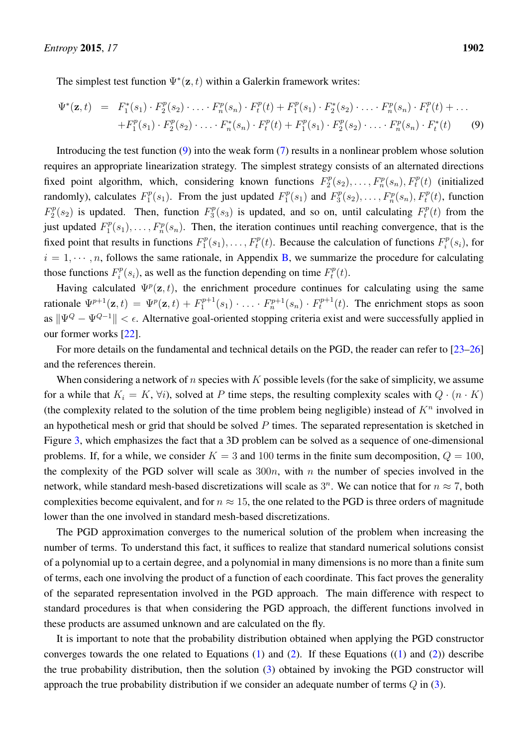The simplest test function $\Psi^*(\mathbf{z}, t)$ within a Galerkin framework writes:

$$
\begin{aligned}
\Psi^*(\mathbf{z}, t) \;=\;& F_1^*(s_1) \cdot F_2^p(s_2) \cdot \ldots \cdot F_n^p(s_n) \cdot F_t^p(t) + F_1^p(s_1) \cdot F_2^*(s_2) \cdot \ldots \cdot F_n^p(s_n) \cdot F_t^p(t) + \ldots \\
& + F_1^p(s_1) \cdot F_2^p(s_2) \cdot \ldots \cdot F_n^*(s_n) \cdot F_t^p(t) + F_1^p(s_1) \cdot F_2^p(s_2) \cdot \ldots \cdot F_n^p(s_n) \cdot F_t^*(t)
\end{aligned} \tag{9}
$$

Introducing the test function (9) into the weak form (7) results in a nonlinear problem whose solution requires an appropriate linearization strategy. The simplest strategy consists of an alternated directions fixed point algorithm, which, considering known functions $F_2^p(s_2), \ldots, F_n^p(s_n), F_t^p(t)$ (initialized randomly), calculates $F_1^p(s_1)$. From the just updated $F_1^p(s_1)$ and $F_3^p(s_2), \ldots, F_n^p(s_n), F_t^p(t)$, function $F_2^p(s_2)$ is updated. Then, function $F_3^p(s_3)$ is updated, and so on, until calculating $F_t^p(t)$ from the just updated $F_1^p(s_1), \ldots, F_n^p(s_n)$. Then, the iteration continues until reaching convergence, that is the fixed point that results in functions $F_1^p(s_1), \ldots, F_t^p(t)$. Because the calculation of functions $F_i^p(s_i)$, for $i = 1, \cdots, n$, follows the same rationale, in Appendix B, we summarize the procedure for calculating those functions $F_i^p(s_i)$, as well as the function depending on time $F_t^p(t)$.

Having calculated $\Psi^p(\mathbf{z}, t)$, the enrichment procedure continues for calculating using the same rationale $\Psi^{p+1}(\mathbf{z}, t) = \Psi^p(\mathbf{z}, t) + F_1^{p+1}(s_1) \cdot \ldots \cdot F_n^{p+1}(s_n) \cdot F_t^{p+1}(t)$. The enrichment stops as soon as $\|\Psi^Q - \Psi^{Q-1}\| < \epsilon$. Alternative goal-oriented stopping criteria exist and were successfully applied in our former works [22].

For more details on the fundamental and technical details on the PGD, the reader can refer to [23–26] and the references therein.

When considering a network of $n$ species with $K$ possible levels (for the sake of simplicity, we assume for a while that $K_i = K, \forall i$), solved at $P$ time steps, the resulting complexity scales with $Q \cdot (n \cdot K)$ (the complexity related to the solution of the time problem being negligible) instead of $K^n$ involved in an hypothetical mesh or grid that should be solved $P$ times. The separated representation is sketched in Figure 3, which emphasizes the fact that a 3D problem can be solved as a sequence of one-dimensional problems. If, for a while, we consider $K = 3$ and 100 terms in the finite sum decomposition, $Q = 100$, the complexity of the PGD solver will scale as $300n$, with $n$ the number of species involved in the network, while standard mesh-based discretizations will scale as $3^n$. We can notice that for $n \approx 7$, both complexities become equivalent, and for $n \approx 15$, the one related to the PGD is three orders of magnitude lower than the one involved in standard mesh-based discretizations.

The PGD approximation converges to the numerical solution of the problem when increasing the number of terms. To understand this fact, it suffices to realize that standard numerical solutions consist of a polynomial up to a certain degree, and a polynomial in many dimensions is no more than a finite sum of terms, each one involving the product of a function of each coordinate. This fact proves the generality of the separated representation involved in the PGD approach. The main difference with respect to standard procedures is that when considering the PGD approach, the different functions involved in these products are assumed unknown and are calculated on the fly.

It is important to note that the probability distribution obtained when applying the PGD constructor converges towards the one related to Equations (1) and (2). If these Equations ((1) and (2)) describe the true probability distribution, then the solution (3) obtained by invoking the PGD constructor will approach the true probability distribution if we consider an adequate number of terms $Q$ in (3).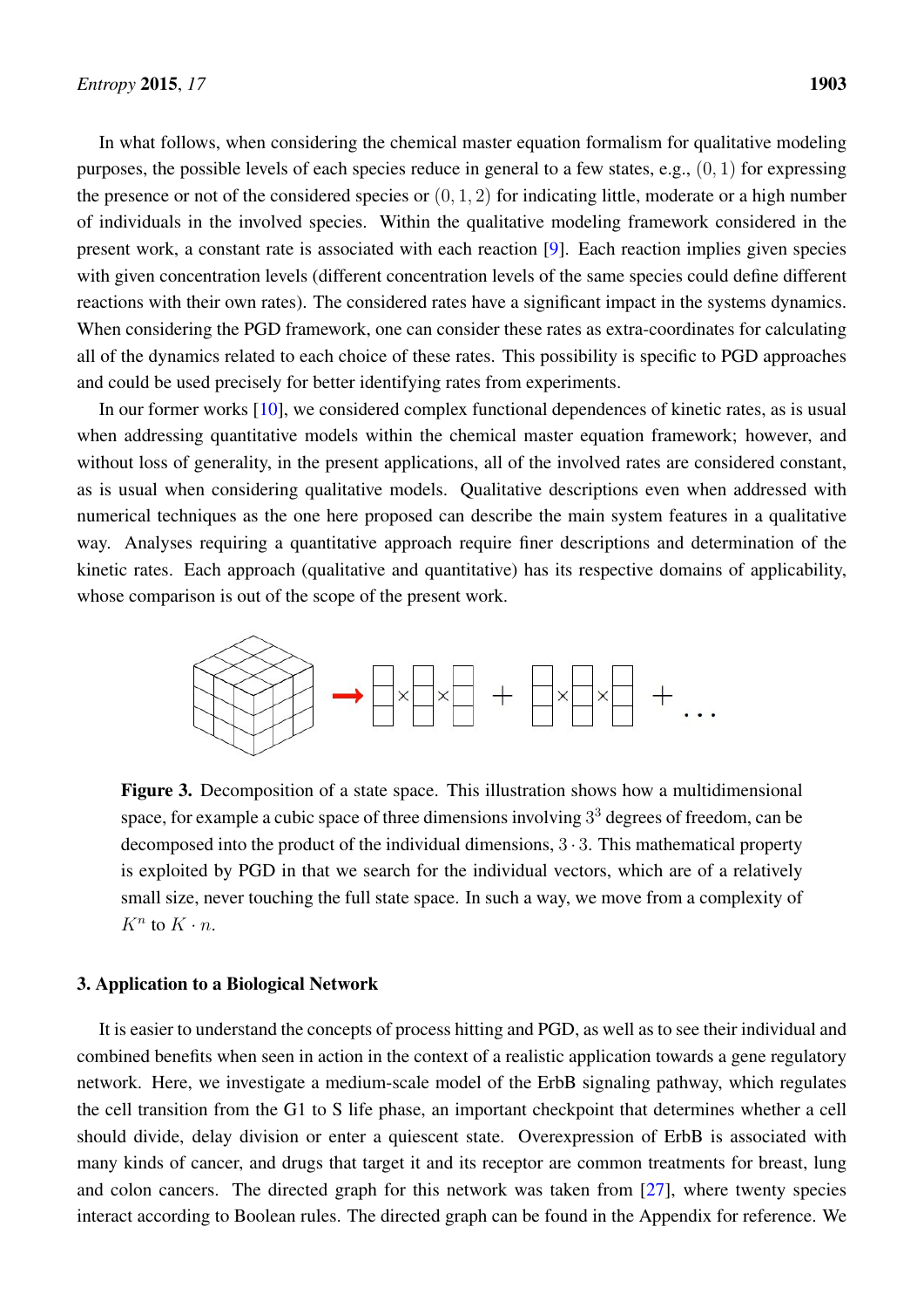In what follows, when considering the chemical master equation formalism for qualitative modeling purposes, the possible levels of each species reduce in general to a few states, e.g., $(0, 1)$ for expressing the presence or not of the considered species or $(0, 1, 2)$ for indicating little, moderate or a high number of individuals in the involved species. Within the qualitative modeling framework considered in the present work, a constant rate is associated with each reaction [9]. Each reaction implies given species with given concentration levels (different concentration levels of the same species could define different reactions with their own rates). The considered rates have a significant impact in the systems dynamics. When considering the PGD framework, one can consider these rates as extra-coordinates for calculating all of the dynamics related to each choice of these rates. This possibility is specific to PGD approaches and could be used precisely for better identifying rates from experiments.

In our former works [10], we considered complex functional dependences of kinetic rates, as is usual when addressing quantitative models within the chemical master equation framework; however, and without loss of generality, in the present applications, all of the involved rates are considered constant, as is usual when considering qualitative models. Qualitative descriptions even when addressed with numerical techniques as the one here proposed can describe the main system features in a qualitative way. Analyses requiring a quantitative approach require finer descriptions and determination of the kinetic rates. Each approach (qualitative and quantitative) has its respective domains of applicability, whose comparison is out of the scope of the present work.

**Figure 3.** Decomposition of a state space. This illustration shows how a multidimensional space, for example a cubic space of three dimensions involving $3^3$ degrees of freedom, can be decomposed into the product of the individual dimensions, $3 \cdot 3$. This mathematical property is exploited by PGD in that we search for the individual vectors, which are of a relatively small size, never touching the full state space. In such a way, we move from a complexity of $K^n$ to $K \cdot n$.

## 3. Application to a Biological Network

It is easier to understand the concepts of process hitting and PGD, as well as to see their individual and combined benefits when seen in action in the context of a realistic application towards a gene regulatory network. Here, we investigate a medium-scale model of the ErbB signaling pathway, which regulates the cell transition from the G1 to S life phase, an important checkpoint that determines whether a cell should divide, delay division or enter a quiescent state. Overexpression of ErbB is associated with many kinds of cancer, and drugs that target it and its receptor are common treatments for breast, lung and colon cancers. The directed graph for this network was taken from [27], where twenty species interact according to Boolean rules. The directed graph can be found in the Appendix for reference. We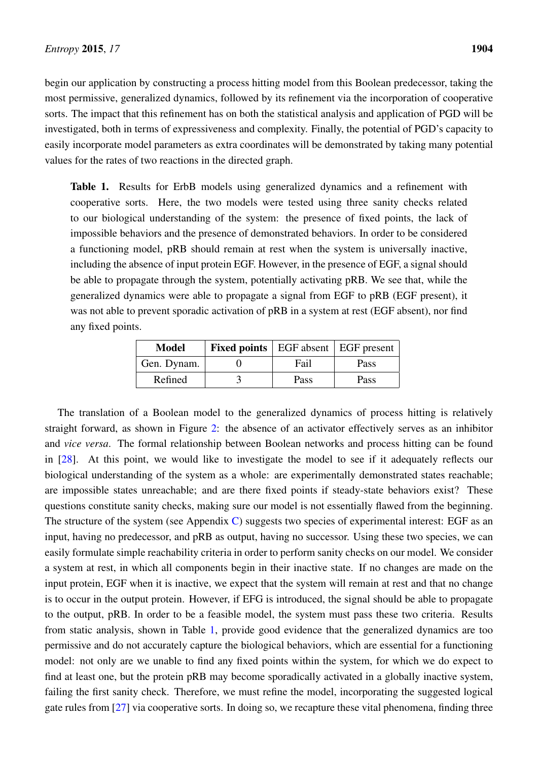begin our application by constructing a process hitting model from this Boolean predecessor, taking the most permissive, generalized dynamics, followed by its refinement via the incorporation of cooperative sorts. The impact that this refinement has on both the statistical analysis and application of PGD will be investigated, both in terms of expressiveness and complexity. Finally, the potential of PGD's capacity to easily incorporate model parameters as extra coordinates will be demonstrated by taking many potential values for the rates of two reactions in the directed graph.

**Table 1.** Results for ErbB models using generalized dynamics and a refinement with cooperative sorts. Here, the two models were tested using three sanity checks related to our biological understanding of the system: the presence of fixed points, the lack of impossible behaviors and the presence of demonstrated behaviors. In order to be considered a functioning model, pRB should remain at rest when the system is universally inactive, including the absence of input protein EGF. However, in the presence of EGF, a signal should be able to propagate through the system, potentially activating pRB. We see that, while the generalized dynamics were able to propagate a signal from EGF to pRB (EGF present), it was not able to prevent sporadic activation of pRB in a system at rest (EGF absent), nor find any fixed points.

| **Model** | **Fixed points** | EGF absent | EGF present |
|---|---|---|---|
| Gen. Dynam. | 0 | Fail | Pass |
| Refined | 3 | Pass | Pass |

The translation of a Boolean model to the generalized dynamics of process hitting is relatively straight forward, as shown in Figure 2: the absence of an activator effectively serves as an inhibitor and *vice versa*. The formal relationship between Boolean networks and process hitting can be found in [28]. At this point, we would like to investigate the model to see if it adequately reflects our biological understanding of the system as a whole: are experimentally demonstrated states reachable; are impossible states unreachable; and are there fixed points if steady-state behaviors exist? These questions constitute sanity checks, making sure our model is not essentially flawed from the beginning. The structure of the system (see Appendix C) suggests two species of experimental interest: EGF as an input, having no predecessor, and pRB as output, having no successor. Using these two species, we can easily formulate simple reachability criteria in order to perform sanity checks on our model. We consider a system at rest, in which all components begin in their inactive state. If no changes are made on the input protein, EGF when it is inactive, we expect that the system will remain at rest and that no change is to occur in the output protein. However, if EFG is introduced, the signal should be able to propagate to the output, pRB. In order to be a feasible model, the system must pass these two criteria. Results from static analysis, shown in Table 1, provide good evidence that the generalized dynamics are too permissive and do not accurately capture the biological behaviors, which are essential for a functioning model: not only are we unable to find any fixed points within the system, for which we do expect to find at least one, but the protein pRB may become sporadically activated in a globally inactive system, failing the first sanity check. Therefore, we must refine the model, incorporating the suggested logical gate rules from [27] via cooperative sorts. In doing so, we recapture these vital phenomena, finding three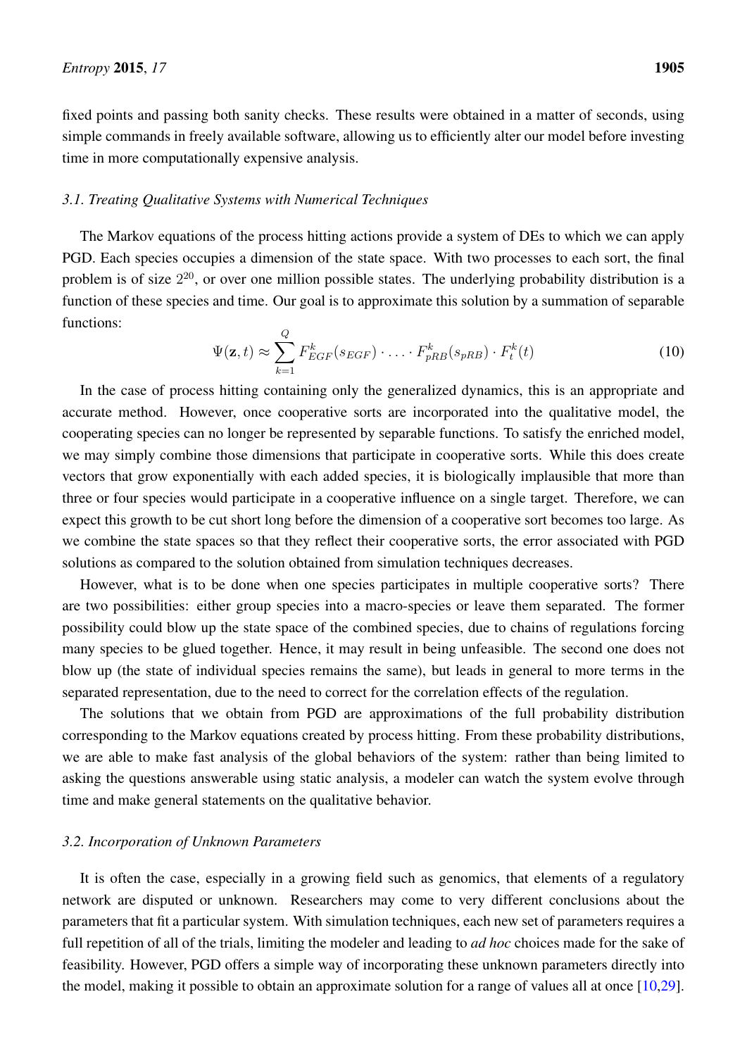fixed points and passing both sanity checks. These results were obtained in a matter of seconds, using simple commands in freely available software, allowing us to efficiently alter our model before investing time in more computationally expensive analysis.

### *3.1. Treating Qualitative Systems with Numerical Techniques*

The Markov equations of the process hitting actions provide a system of DEs to which we can apply PGD. Each species occupies a dimension of the state space. With two processes to each sort, the final problem is of size $2^{20}$, or over one million possible states. The underlying probability distribution is a function of these species and time. Our goal is to approximate this solution by a summation of separable functions:

$$\Psi(\mathbf{z}, t) \approx \sum_{k=1}^{Q} F_{EGF}^{k}(s_{EGF}) \cdot \ldots \cdot F_{pRB}^{k}(s_{pRB}) \cdot F_{t}^{k}(t) \tag{10}$$

In the case of process hitting containing only the generalized dynamics, this is an appropriate and accurate method. However, once cooperative sorts are incorporated into the qualitative model, the cooperating species can no longer be represented by separable functions. To satisfy the enriched model, we may simply combine those dimensions that participate in cooperative sorts. While this does create vectors that grow exponentially with each added species, it is biologically implausible that more than three or four species would participate in a cooperative influence on a single target. Therefore, we can expect this growth to be cut short long before the dimension of a cooperative sort becomes too large. As we combine the state spaces so that they reflect their cooperative sorts, the error associated with PGD solutions as compared to the solution obtained from simulation techniques decreases.

However, what is to be done when one species participates in multiple cooperative sorts? There are two possibilities: either group species into a macro-species or leave them separated. The former possibility could blow up the state space of the combined species, due to chains of regulations forcing many species to be glued together. Hence, it may result in being unfeasible. The second one does not blow up (the state of individual species remains the same), but leads in general to more terms in the separated representation, due to the need to correct for the correlation effects of the regulation.

The solutions that we obtain from PGD are approximations of the full probability distribution corresponding to the Markov equations created by process hitting. From these probability distributions, we are able to make fast analysis of the global behaviors of the system: rather than being limited to asking the questions answerable using static analysis, a modeler can watch the system evolve through time and make general statements on the qualitative behavior.

### *3.2. Incorporation of Unknown Parameters*

It is often the case, especially in a growing field such as genomics, that elements of a regulatory network are disputed or unknown. Researchers may come to very different conclusions about the parameters that fit a particular system. With simulation techniques, each new set of parameters requires a full repetition of all of the trials, limiting the modeler and leading to *ad hoc* choices made for the sake of feasibility. However, PGD offers a simple way of incorporating these unknown parameters directly into the model, making it possible to obtain an approximate solution for a range of values all at once [10,29].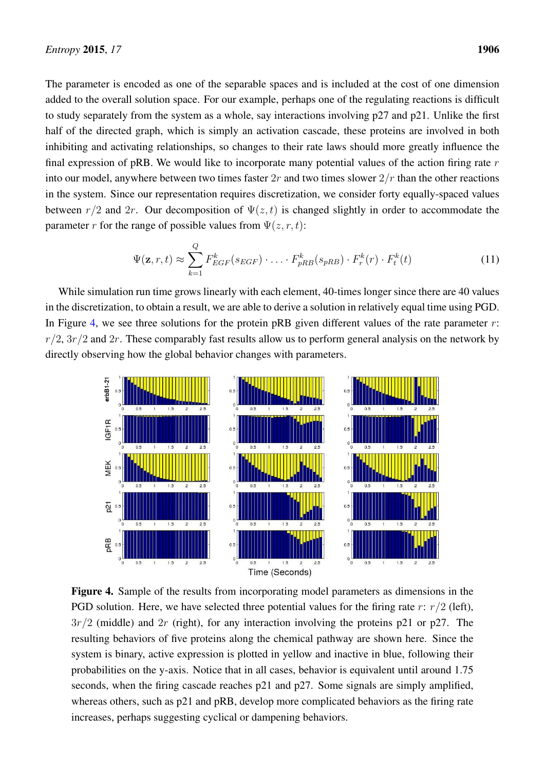The parameter is encoded as one of the separable spaces and is included at the cost of one dimension added to the overall solution space. For our example, perhaps one of the regulating reactions is difficult to study separately from the system as a whole, say interactions involving p27 and p21. Unlike the first half of the directed graph, which is simply an activation cascade, these proteins are involved in both inhibiting and activating relationships, so changes to their rate laws should more greatly influence the final expression of pRB. We would like to incorporate many potential values of the action firing rate $r$ into our model, anywhere between two times faster $2r$ and two times slower $2/r$ than the other reactions in the system. Since our representation requires discretization, we consider forty equally-spaced values between $r/2$ and $2r$. Our decomposition of $\Psi(z, t)$ is changed slightly in order to accommodate the parameter $r$ for the range of possible values from $\Psi(z, r, t)$:

$$\Psi(\mathbf{z}, r, t) \approx \sum_{k=1}^{Q} F_{EGF}^{k}(s_{EGF}) \cdot \ldots \cdot F_{pRB}^{k}(s_{pRB}) \cdot F_{r}^{k}(r) \cdot F_{t}^{k}(t) \tag{11}$$

While simulation run time grows linearly with each element, 40-times longer since there are 40 values in the discretization, to obtain a result, we are able to derive a solution in relatively equal time using PGD. In Figure 4, we see three solutions for the protein pRB given different values of the rate parameter $r$: $r/2$, $3r/2$ and $2r$. These comparably fast results allow us to perform general analysis on the network by directly observing how the global behavior changes with parameters.

**Figure 4.** Sample of the results from incorporating model parameters as dimensions in the PGD solution. Here, we have selected three potential values for the firing rate $r$: $r/2$ (left), $3r/2$ (middle) and $2r$ (right), for any interaction involving the proteins p21 or p27. The resulting behaviors of five proteins along the chemical pathway are shown here. Since the system is binary, active expression is plotted in yellow and inactive in blue, following their probabilities on the y-axis. Notice that in all cases, behavior is equivalent until around 1.75 seconds, when the firing cascade reaches p21 and p27. Some signals are simply amplified, whereas others, such as p21 and pRB, develop more complicated behaviors as the firing rate increases, perhaps suggesting cyclical or dampening behaviors.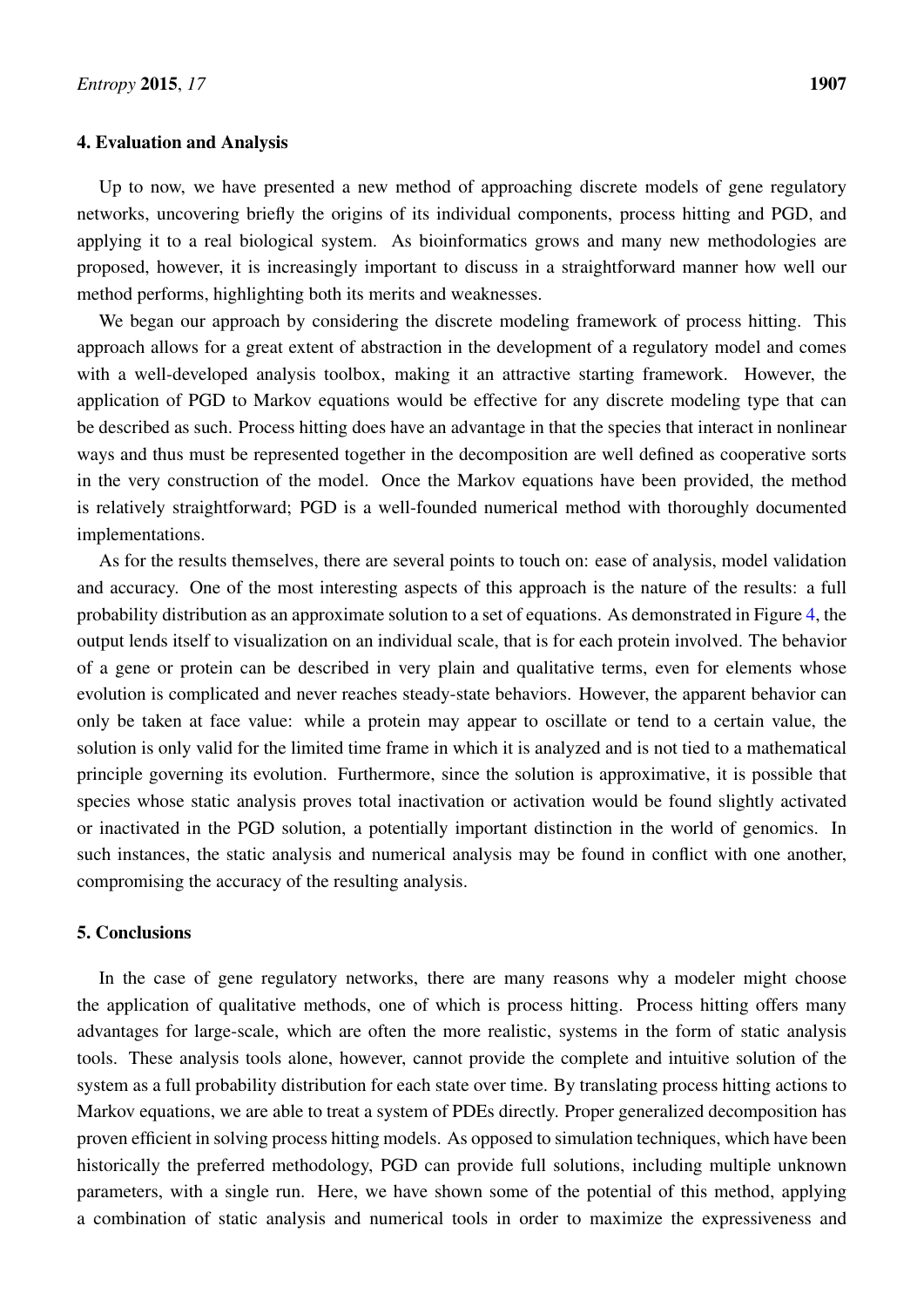## 4. Evaluation and Analysis

Up to now, we have presented a new method of approaching discrete models of gene regulatory networks, uncovering briefly the origins of its individual components, process hitting and PGD, and applying it to a real biological system. As bioinformatics grows and many new methodologies are proposed, however, it is increasingly important to discuss in a straightforward manner how well our method performs, highlighting both its merits and weaknesses.

We began our approach by considering the discrete modeling framework of process hitting. This approach allows for a great extent of abstraction in the development of a regulatory model and comes with a well-developed analysis toolbox, making it an attractive starting framework. However, the application of PGD to Markov equations would be effective for any discrete modeling type that can be described as such. Process hitting does have an advantage in that the species that interact in nonlinear ways and thus must be represented together in the decomposition are well defined as cooperative sorts in the very construction of the model. Once the Markov equations have been provided, the method is relatively straightforward; PGD is a well-founded numerical method with thoroughly documented implementations.

As for the results themselves, there are several points to touch on: ease of analysis, model validation and accuracy. One of the most interesting aspects of this approach is the nature of the results: a full probability distribution as an approximate solution to a set of equations. As demonstrated in Figure 4, the output lends itself to visualization on an individual scale, that is for each protein involved. The behavior of a gene or protein can be described in very plain and qualitative terms, even for elements whose evolution is complicated and never reaches steady-state behaviors. However, the apparent behavior can only be taken at face value: while a protein may appear to oscillate or tend to a certain value, the solution is only valid for the limited time frame in which it is analyzed and is not tied to a mathematical principle governing its evolution. Furthermore, since the solution is approximative, it is possible that species whose static analysis proves total inactivation or activation would be found slightly activated or inactivated in the PGD solution, a potentially important distinction in the world of genomics. In such instances, the static analysis and numerical analysis may be found in conflict with one another, compromising the accuracy of the resulting analysis.

## 5. Conclusions

In the case of gene regulatory networks, there are many reasons why a modeler might choose the application of qualitative methods, one of which is process hitting. Process hitting offers many advantages for large-scale, which are often the more realistic, systems in the form of static analysis tools. These analysis tools alone, however, cannot provide the complete and intuitive solution of the system as a full probability distribution for each state over time. By translating process hitting actions to Markov equations, we are able to treat a system of PDEs directly. Proper generalized decomposition has proven efficient in solving process hitting models. As opposed to simulation techniques, which have been historically the preferred methodology, PGD can provide full solutions, including multiple unknown parameters, with a single run. Here, we have shown some of the potential of this method, applying a combination of static analysis and numerical tools in order to maximize the expressiveness and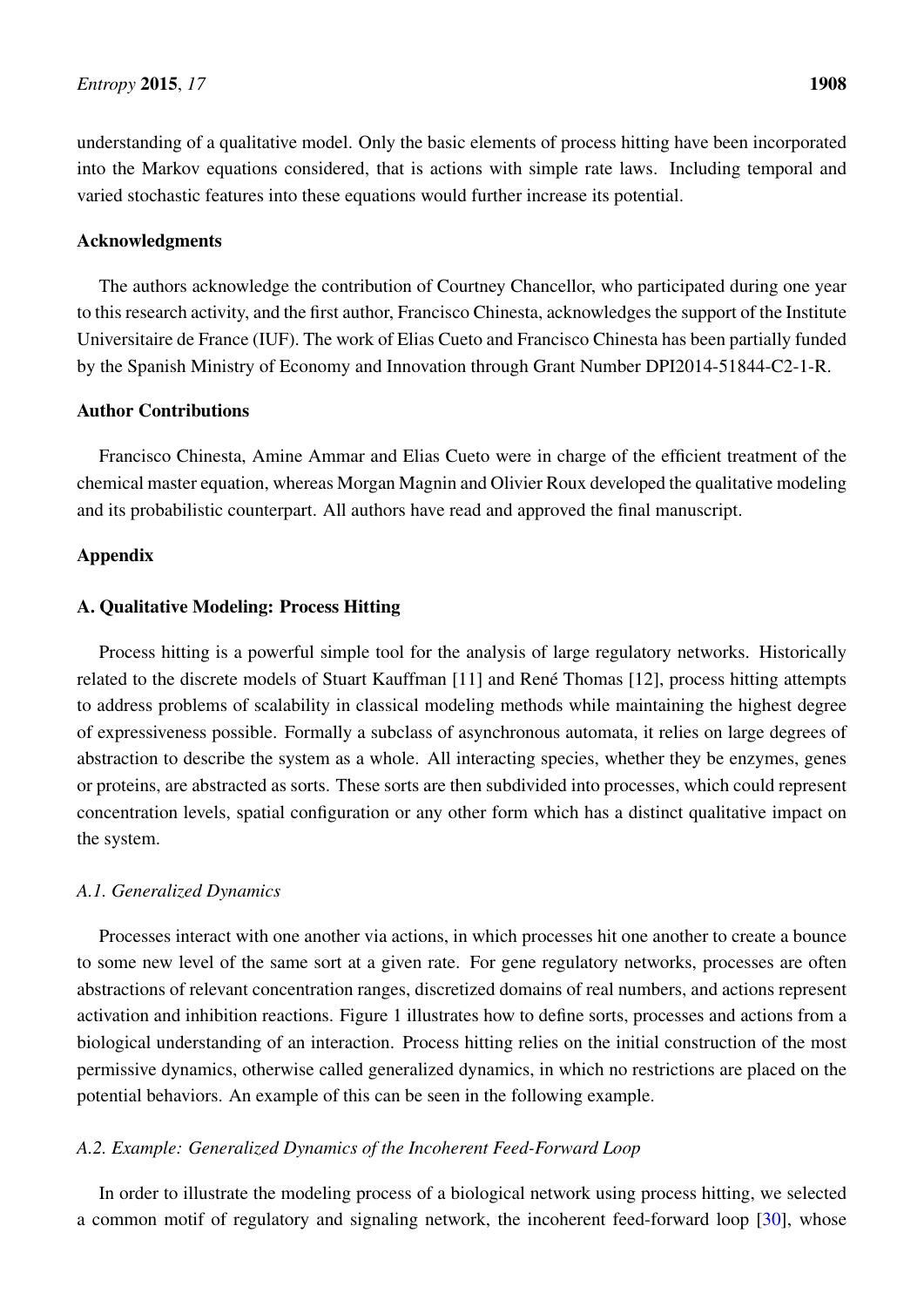understanding of a qualitative model. Only the basic elements of process hitting have been incorporated into the Markov equations considered, that is actions with simple rate laws. Including temporal and varied stochastic features into these equations would further increase its potential.

## Acknowledgments

The authors acknowledge the contribution of Courtney Chancellor, who participated during one year to this research activity, and the first author, Francisco Chinesta, acknowledges the support of the Institute Universitaire de France (IUF). The work of Elias Cueto and Francisco Chinesta has been partially funded by the Spanish Ministry of Economy and Innovation through Grant Number DPI2014-51844-C2-1-R.

## Author Contributions

Francisco Chinesta, Amine Ammar and Elias Cueto were in charge of the efficient treatment of the chemical master equation, whereas Morgan Magnin and Olivier Roux developed the qualitative modeling and its probabilistic counterpart. All authors have read and approved the final manuscript.

## Appendix

## A. Qualitative Modeling: Process Hitting

Process hitting is a powerful simple tool for the analysis of large regulatory networks. Historically related to the discrete models of Stuart Kauffman [11] and René Thomas [12], process hitting attempts to address problems of scalability in classical modeling methods while maintaining the highest degree of expressiveness possible. Formally a subclass of asynchronous automata, it relies on large degrees of abstraction to describe the system as a whole. All interacting species, whether they be enzymes, genes or proteins, are abstracted as sorts. These sorts are then subdivided into processes, which could represent concentration levels, spatial configuration or any other form which has a distinct qualitative impact on the system.

### *A.1. Generalized Dynamics*

Processes interact with one another via actions, in which processes hit one another to create a bounce to some new level of the same sort at a given rate. For gene regulatory networks, processes are often abstractions of relevant concentration ranges, discretized domains of real numbers, and actions represent activation and inhibition reactions. Figure 1 illustrates how to define sorts, processes and actions from a biological understanding of an interaction. Process hitting relies on the initial construction of the most permissive dynamics, otherwise called generalized dynamics, in which no restrictions are placed on the potential behaviors. An example of this can be seen in the following example.

### *A.2. Example: Generalized Dynamics of the Incoherent Feed-Forward Loop*

In order to illustrate the modeling process of a biological network using process hitting, we selected a common motif of regulatory and signaling network, the incoherent feed-forward loop [30], whose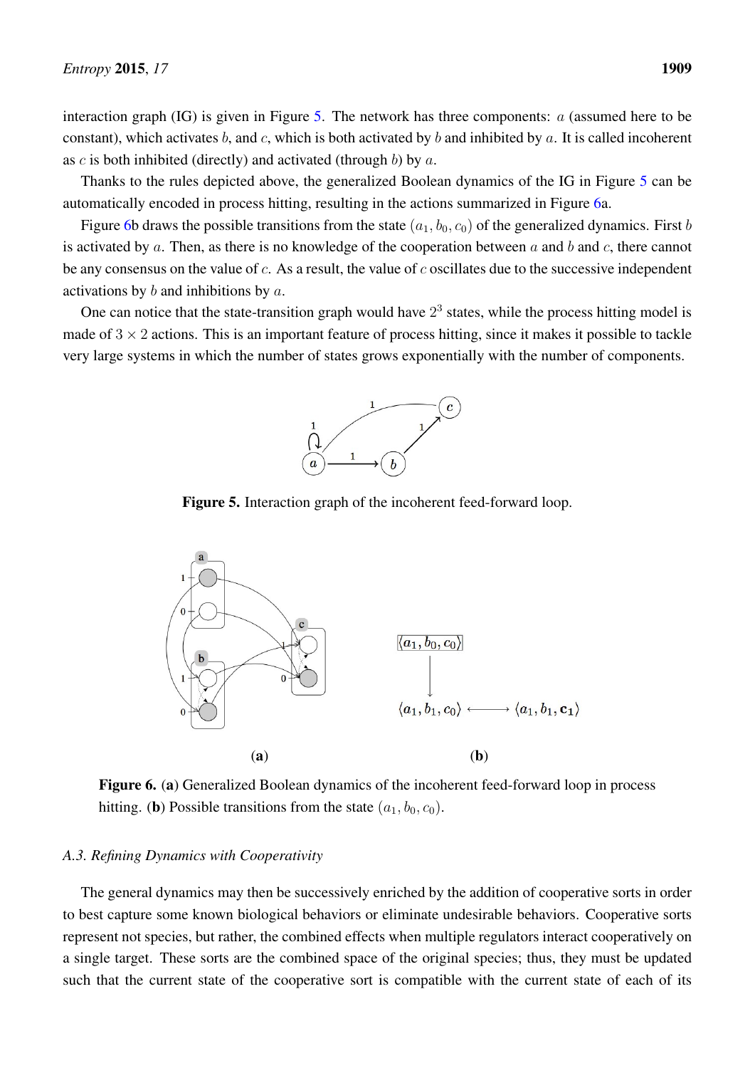interaction graph (IG) is given in Figure 5. The network has three components: $a$ (assumed here to be constant), which activates $b$, and $c$, which is both activated by $b$ and inhibited by $a$. It is called incoherent as $c$ is both inhibited (directly) and activated (through $b$) by $a$.

Thanks to the rules depicted above, the generalized Boolean dynamics of the IG in Figure 5 can be automatically encoded in process hitting, resulting in the actions summarized in Figure 6a.

Figure 6b draws the possible transitions from the state $(a_1, b_0, c_0)$ of the generalized dynamics. First $b$ is activated by $a$. Then, as there is no knowledge of the cooperation between $a$ and $b$ and $c$, there cannot be any consensus on the value of $c$. As a result, the value of $c$ oscillates due to the successive independent activations by $b$ and inhibitions by $a$.

One can notice that the state-transition graph would have $2^3$ states, while the process hitting model is made of $3 \times 2$ actions. This is an important feature of process hitting, since it makes it possible to tackle very large systems in which the number of states grows exponentially with the number of components.

**Figure 5.** Interaction graph of the incoherent feed-forward loop.

**Figure 6.** (**a**) Generalized Boolean dynamics of the incoherent feed-forward loop in process hitting. (**b**) Possible transitions from the state $(a_1, b_0, c_0)$.

*A.3. Refining Dynamics with Cooperativity*

The general dynamics may then be successively enriched by the addition of cooperative sorts in order to best capture some known biological behaviors or eliminate undesirable behaviors. Cooperative sorts represent not species, but rather, the combined effects when multiple regulators interact cooperatively on a single target. These sorts are the combined space of the original species; thus, they must be updated such that the current state of the cooperative sort is compatible with the current state of each of its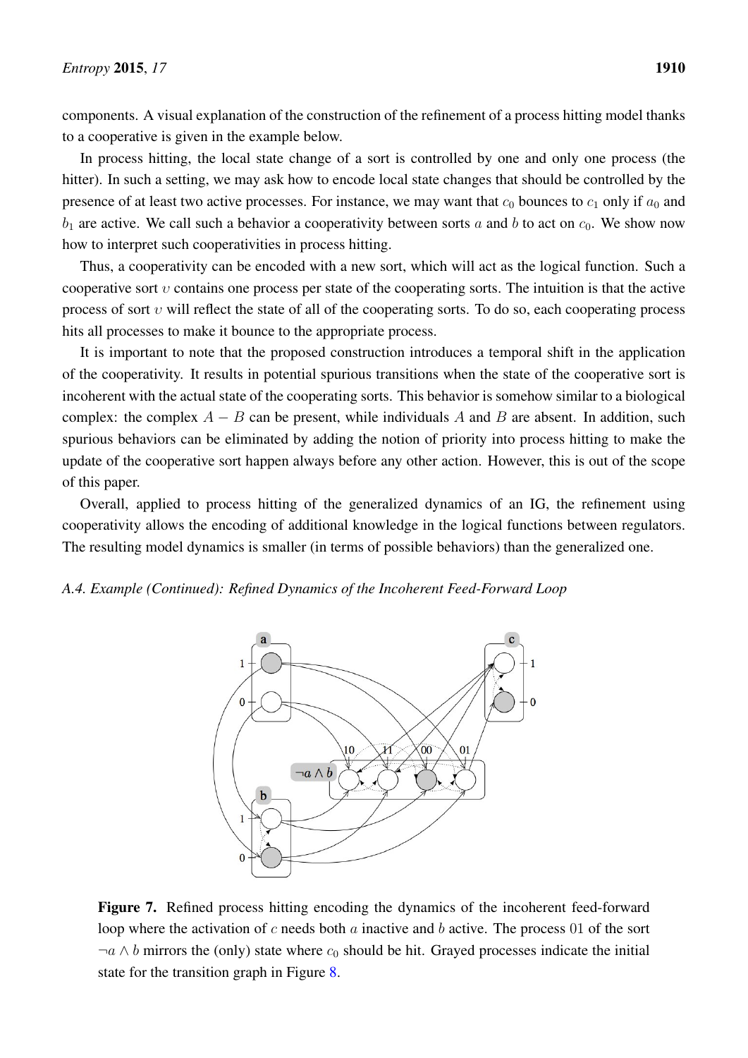components. A visual explanation of the construction of the refinement of a process hitting model thanks to a cooperative is given in the example below.

In process hitting, the local state change of a sort is controlled by one and only one process (the hitter). In such a setting, we may ask how to encode local state changes that should be controlled by the presence of at least two active processes. For instance, we may want that $c_0$ bounces to $c_1$ only if $a_0$ and $b_1$ are active. We call such a behavior a cooperativity between sorts $a$ and $b$ to act on $c_0$. We show now how to interpret such cooperativities in process hitting.

Thus, a cooperativity can be encoded with a new sort, which will act as the logical function. Such a cooperative sort $\upsilon$ contains one process per state of the cooperating sorts. The intuition is that the active process of sort $\upsilon$ will reflect the state of all of the cooperating sorts. To do so, each cooperating process hits all processes to make it bounce to the appropriate process.

It is important to note that the proposed construction introduces a temporal shift in the application of the cooperativity. It results in potential spurious transitions when the state of the cooperative sort is incoherent with the actual state of the cooperating sorts. This behavior is somehow similar to a biological complex: the complex $A - B$ can be present, while individuals $A$ and $B$ are absent. In addition, such spurious behaviors can be eliminated by adding the notion of priority into process hitting to make the update of the cooperative sort happen always before any other action. However, this is out of the scope of this paper.

Overall, applied to process hitting of the generalized dynamics of an IG, the refinement using cooperativity allows the encoding of additional knowledge in the logical functions between regulators. The resulting model dynamics is smaller (in terms of possible behaviors) than the generalized one.

### *A.4. Example (Continued): Refined Dynamics of the Incoherent Feed-Forward Loop*

a
c
1
0
1
0
10
11
00
01
$\neg a \wedge b$
b
1
0

**Figure 7.** Refined process hitting encoding the dynamics of the incoherent feed-forward loop where the activation of $c$ needs both $a$ inactive and $b$ active. The process 01 of the sort $\neg a \wedge b$ mirrors the (only) state where $c_0$ should be hit. Grayed processes indicate the initial state for the transition graph in Figure 8.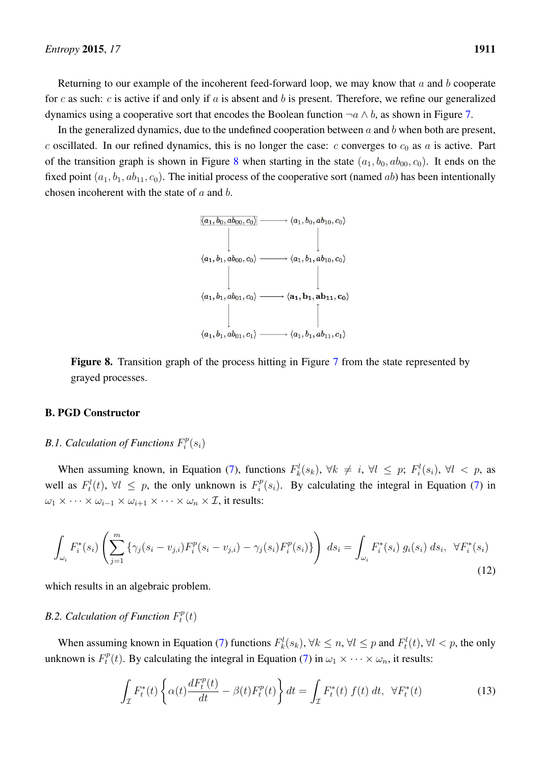Returning to our example of the incoherent feed-forward loop, we may know that $a$ and $b$ cooperate for $c$ as such: $c$ is active if and only if $a$ is absent and $b$ is present. Therefore, we refine our generalized dynamics using a cooperative sort that encodes the Boolean function $\neg a \wedge b$, as shown in Figure 7.

In the generalized dynamics, due to the undefined cooperation between $a$ and $b$ when both are present, $c$ oscillated. In our refined dynamics, this is no longer the case: $c$ converges to $c_0$ as $a$ is active. Part of the transition graph is shown in Figure 8 when starting in the state $(a_1, b_0, ab_{00}, c_0)$. It ends on the fixed point $(a_1, b_1, ab_{11}, c_0)$. The initial process of the cooperative sort (named $ab$) has been intentionally chosen incoherent with the state of $a$ and $b$.

$$
\begin{array}{ccc}
\boxed{\langle a_1, b_0, ab_{00}, c_0 \rangle} & \longrightarrow & \langle a_1, b_0, ab_{10}, c_0 \rangle \\
\downarrow & & \downarrow \\
\langle a_1, b_1, ab_{00}, c_0 \rangle & \longrightarrow & \langle a_1, b_1, ab_{10}, c_0 \rangle \\
\downarrow & & \downarrow \\
\langle a_1, b_1, ab_{01}, c_0 \rangle & \longrightarrow & \langle \mathbf{a_1}, \mathbf{b_1}, \mathbf{ab_{11}}, \mathbf{c_0} \rangle \\
\downarrow & & \uparrow \\
\langle a_1, b_1, ab_{01}, c_1 \rangle & \longrightarrow & \langle a_1, b_1, ab_{11}, c_1 \rangle
\end{array}
$$

**Figure 8.** Transition graph of the process hitting in Figure 7 from the state represented by grayed processes.

## B. PGD Constructor

### B.1. Calculation of Functions $F_i^p(s_i)$

When assuming known, in Equation (7), functions $F_k^l(s_k)$, $\forall k \neq i$, $\forall l \leq p$; $F_i^l(s_i)$, $\forall l < p$, as well as $F_t^l(t)$, $\forall l \leq p$, the only unknown is $F_i^p(s_i)$. By calculating the integral in Equation (7) in $\omega_1 \times \cdots \times \omega_{i-1} \times \omega_{i+1} \times \cdots \times \omega_n \times \mathcal{I}$, it results:

$$
\int_{\omega_i} F_i^*(s_i) \left( \sum_{j=1}^{m} \{ \gamma_j(s_i - \upsilon_{j,i}) F_i^p(s_i - \upsilon_{j,i}) - \gamma_j(s_i) F_i^p(s_i) \} \right) ds_i = \int_{\omega_i} F_i^*(s_i)\, g_i(s_i)\, ds_i, \;\; \forall F_i^*(s_i) \tag{12}
$$

which results in an algebraic problem.

### B.2. Calculation of Function $F_t^p(t)$

When assuming known in Equation (7) functions $F_k^l(s_k)$, $\forall k \leq n$, $\forall l \leq p$ and $F_t^l(t)$, $\forall l < p$, the only unknown is $F_t^p(t)$. By calculating the integral in Equation (7) in $\omega_1 \times \cdots \times \omega_n$, it results:

$$
\int_{\mathcal{I}} F_t^*(t) \left\{ \alpha(t) \frac{dF_t^p(t)}{dt} - \beta(t) F_t^p(t) \right\} dt = \int_{\mathcal{I}} F_t^*(t)\, f(t)\, dt, \;\; \forall F_t^*(t) \tag{13}
$$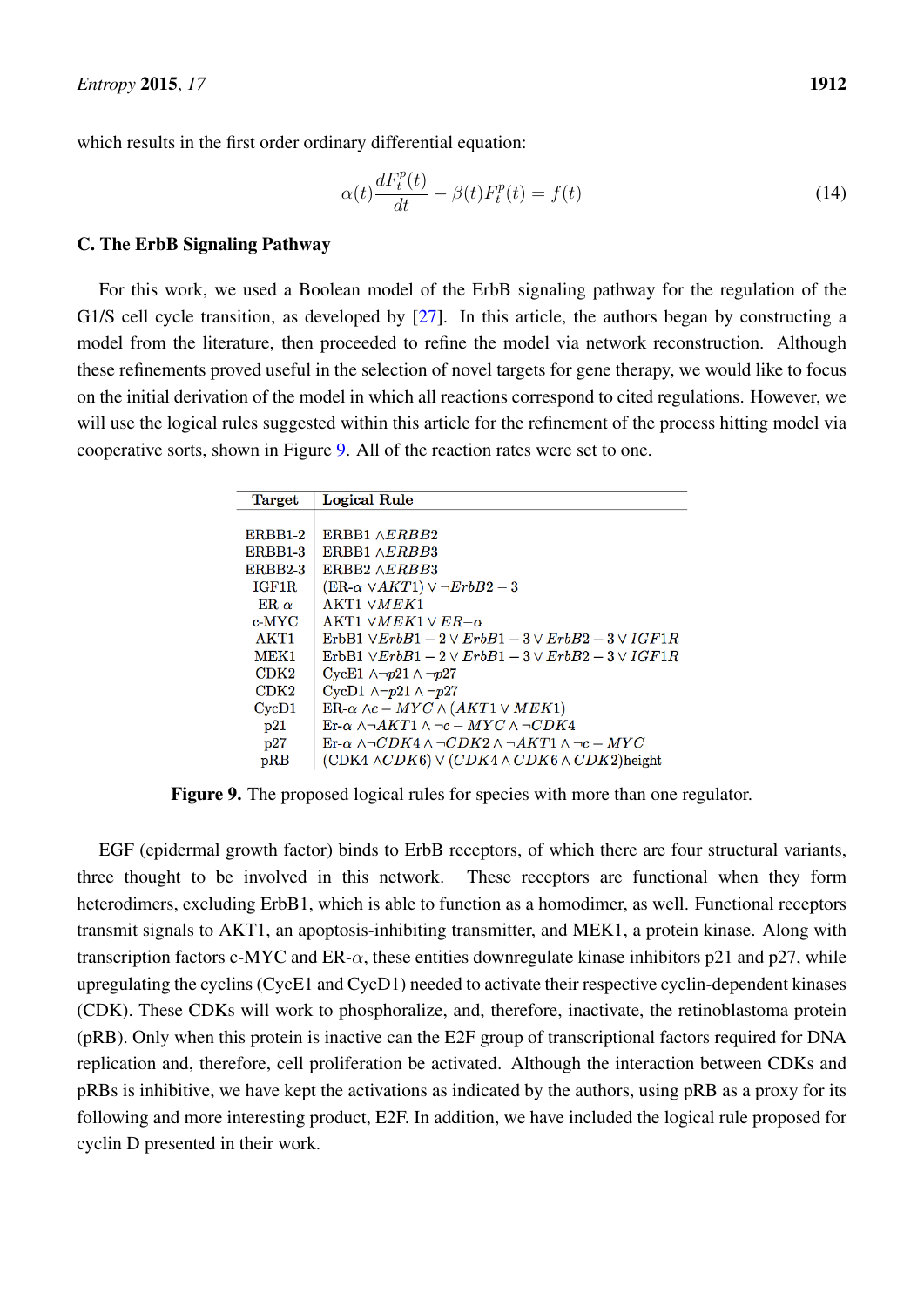which results in the first order ordinary differential equation:

$$\alpha(t)\frac{dF_t^p(t)}{dt} - \beta(t)F_t^p(t) = f(t) \tag{14}$$

### C. The ErbB Signaling Pathway

For this work, we used a Boolean model of the ErbB signaling pathway for the regulation of the G1/S cell cycle transition, as developed by [27]. In this article, the authors began by constructing a model from the literature, then proceeded to refine the model via network reconstruction. Although these refinements proved useful in the selection of novel targets for gene therapy, we would like to focus on the initial derivation of the model in which all reactions correspond to cited regulations. However, we will use the logical rules suggested within this article for the refinement of the process hitting model via cooperative sorts, shown in Figure 9. All of the reaction rates were set to one.

| Target | Logical Rule |
|---|---|
| ERBB1-2 | ERBB1 $\wedge ERBB2$ |
| ERBB1-3 | ERBB1 $\wedge ERBB3$ |
| ERBB2-3 | ERBB2 $\wedge ERBB3$ |
| IGF1R | (ER-$\alpha$ $\vee AKT1$) $\vee \neg ErbB2-3$ |
| ER-$\alpha$ | AKT1 $\vee MEK1$ |
| c-MYC | AKT1 $\vee MEK1 \vee ER{-}\alpha$ |
| AKT1 | ErbB1 $\vee ErbB1-2 \vee ErbB1-3 \vee ErbB2-3 \vee IGF1R$ |
| MEK1 | ErbB1 $\vee ErbB1-2 \vee ErbB1-3 \vee ErbB2-3 \vee IGF1R$ |
| CDK2 | CycE1 $\wedge \neg p21 \wedge \neg p27$ |
| CDK2 | CycD1 $\wedge \neg p21 \wedge \neg p27$ |
| CycD1 | ER-$\alpha$ $\wedge c-MYC \wedge (AKT1 \vee MEK1)$ |
| p21 | Er-$\alpha$ $\wedge \neg AKT1 \wedge \neg c-MYC \wedge \neg CDK4$ |
| p27 | Er-$\alpha$ $\wedge \neg CDK4 \wedge \neg CDK2 \wedge \neg AKT1 \wedge \neg c-MYC$ |
| pRB | (CDK4 $\wedge CDK6$) $\vee (CDK4 \wedge CDK6 \wedge CDK2)$height |

**Figure 9.** The proposed logical rules for species with more than one regulator.

EGF (epidermal growth factor) binds to ErbB receptors, of which there are four structural variants, three thought to be involved in this network. These receptors are functional when they form heterodimers, excluding ErbB1, which is able to function as a homodimer, as well. Functional receptors transmit signals to AKT1, an apoptosis-inhibiting transmitter, and MEK1, a protein kinase. Along with transcription factors c-MYC and ER-$\alpha$, these entities downregulate kinase inhibitors p21 and p27, while upregulating the cyclins (CycE1 and CycD1) needed to activate their respective cyclin-dependent kinases (CDK). These CDKs will work to phosphoralize, and, therefore, inactivate, the retinoblastoma protein (pRB). Only when this protein is inactive can the E2F group of transcriptional factors required for DNA replication and, therefore, cell proliferation be activated. Although the interaction between CDKs and pRBs is inhibitive, we have kept the activations as indicated by the authors, using pRB as a proxy for its following and more interesting product, E2F. In addition, we have included the logical rule proposed for cyclin D presented in their work.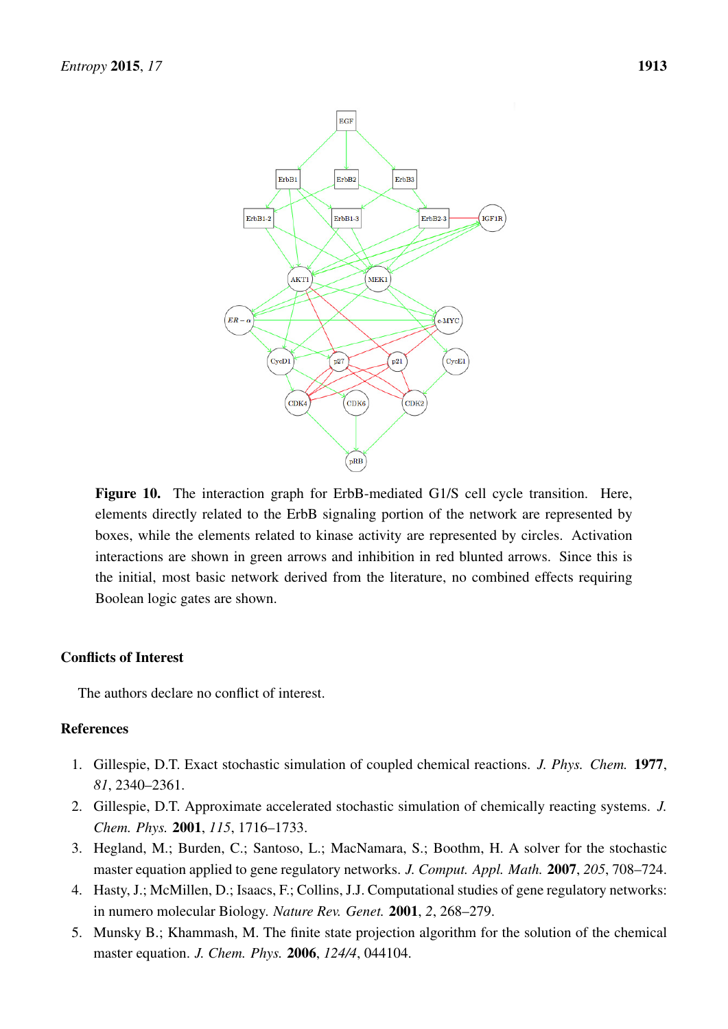**Figure 10.** The interaction graph for ErbB-mediated G1/S cell cycle transition. Here, elements directly related to the ErbB signaling portion of the network are represented by boxes, while the elements related to kinase activity are represented by circles. Activation interactions are shown in green arrows and inhibition in red blunted arrows. Since this is the initial, most basic network derived from the literature, no combined effects requiring Boolean logic gates are shown.

## Conflicts of Interest

The authors declare no conflict of interest.

## References

1. Gillespie, D.T. Exact stochastic simulation of coupled chemical reactions. *J. Phys. Chem.* **1977**, *81*, 2340–2361.
2. Gillespie, D.T. Approximate accelerated stochastic simulation of chemically reacting systems. *J. Chem. Phys.* **2001**, *115*, 1716–1733.
3. Hegland, M.; Burden, C.; Santoso, L.; MacNamara, S.; Boothm, H. A solver for the stochastic master equation applied to gene regulatory networks. *J. Comput. Appl. Math.* **2007**, *205*, 708–724.
4. Hasty, J.; McMillen, D.; Isaacs, F.; Collins, J.J. Computational studies of gene regulatory networks: in numero molecular Biology. *Nature Rev. Genet.* **2001**, *2*, 268–279.
5. Munsky B.; Khammash, M. The finite state projection algorithm for the solution of the chemical master equation. *J. Chem. Phys.* **2006**, *124/4*, 044104.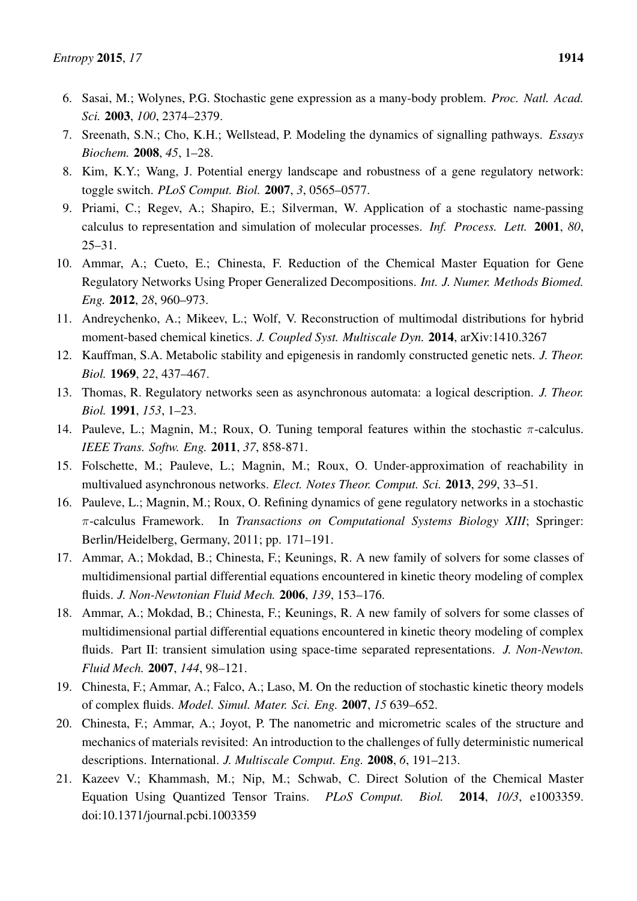6. Sasai, M.; Wolynes, P.G. Stochastic gene expression as a many-body problem. *Proc. Natl. Acad. Sci.* **2003**, *100*, 2374–2379.
7. Sreenath, S.N.; Cho, K.H.; Wellstead, P. Modeling the dynamics of signalling pathways. *Essays Biochem.* **2008**, *45*, 1–28.
8. Kim, K.Y.; Wang, J. Potential energy landscape and robustness of a gene regulatory network: toggle switch. *PLoS Comput. Biol.* **2007**, *3*, 0565–0577.
9. Priami, C.; Regev, A.; Shapiro, E.; Silverman, W. Application of a stochastic name-passing calculus to representation and simulation of molecular processes. *Inf. Process. Lett.* **2001**, *80*, 25–31.
10. Ammar, A.; Cueto, E.; Chinesta, F. Reduction of the Chemical Master Equation for Gene Regulatory Networks Using Proper Generalized Decompositions. *Int. J. Numer. Methods Biomed. Eng.* **2012**, *28*, 960–973.
11. Andreychenko, A.; Mikeev, L.; Wolf, V. Reconstruction of multimodal distributions for hybrid moment-based chemical kinetics. *J. Coupled Syst. Multiscale Dyn.* **2014**, arXiv:1410.3267
12. Kauffman, S.A. Metabolic stability and epigenesis in randomly constructed genetic nets. *J. Theor. Biol.* **1969**, *22*, 437–467.
13. Thomas, R. Regulatory networks seen as asynchronous automata: a logical description. *J. Theor. Biol.* **1991**, *153*, 1–23.
14. Pauleve, L.; Magnin, M.; Roux, O. Tuning temporal features within the stochastic $\pi$-calculus. *IEEE Trans. Softw. Eng.* **2011**, *37*, 858-871.
15. Folschette, M.; Pauleve, L.; Magnin, M.; Roux, O. Under-approximation of reachability in multivalued asynchronous networks. *Elect. Notes Theor. Comput. Sci.* **2013**, *299*, 33–51.
16. Pauleve, L.; Magnin, M.; Roux, O. Refining dynamics of gene regulatory networks in a stochastic $\pi$-calculus Framework. In *Transactions on Computational Systems Biology XIII*; Springer: Berlin/Heidelberg, Germany, 2011; pp. 171–191.
17. Ammar, A.; Mokdad, B.; Chinesta, F.; Keunings, R. A new family of solvers for some classes of multidimensional partial differential equations encountered in kinetic theory modeling of complex fluids. *J. Non-Newtonian Fluid Mech.* **2006**, *139*, 153–176.
18. Ammar, A.; Mokdad, B.; Chinesta, F.; Keunings, R. A new family of solvers for some classes of multidimensional partial differential equations encountered in kinetic theory modeling of complex fluids. Part II: transient simulation using space-time separated representations. *J. Non-Newton. Fluid Mech.* **2007**, *144*, 98–121.
19. Chinesta, F.; Ammar, A.; Falco, A.; Laso, M. On the reduction of stochastic kinetic theory models of complex fluids. *Model. Simul. Mater. Sci. Eng.* **2007**, *15* 639–652.
20. Chinesta, F.; Ammar, A.; Joyot, P. The nanometric and micrometric scales of the structure and mechanics of materials revisited: An introduction to the challenges of fully deterministic numerical descriptions. International. *J. Multiscale Comput. Eng.* **2008**, *6*, 191–213.
21. Kazeev V.; Khammash, M.; Nip, M.; Schwab, C. Direct Solution of the Chemical Master Equation Using Quantized Tensor Trains. *PLoS Comput. Biol.* **2014**, *10/3*, e1003359. doi:10.1371/journal.pcbi.1003359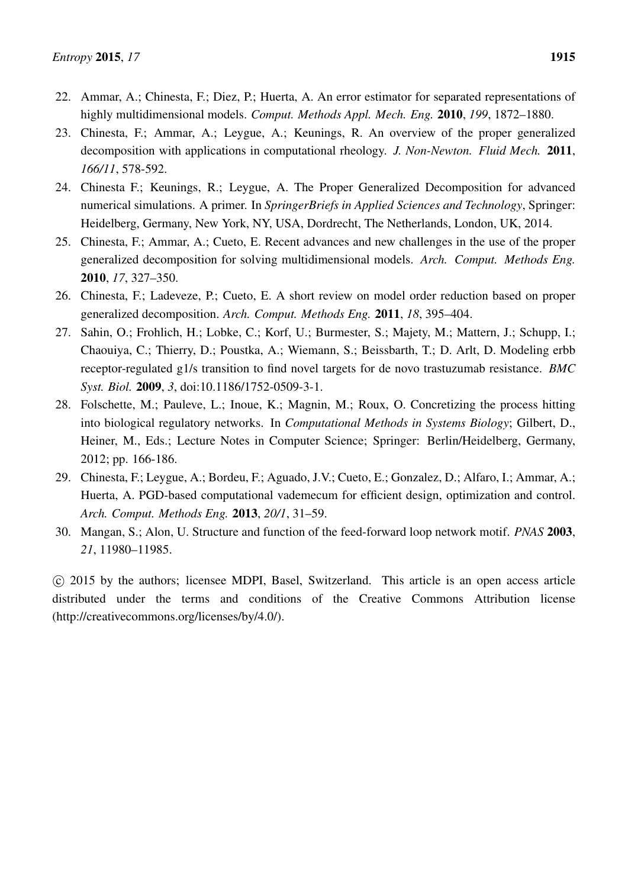22. Ammar, A.; Chinesta, F.; Diez, P.; Huerta, A. An error estimator for separated representations of highly multidimensional models. *Comput. Methods Appl. Mech. Eng.* **2010**, *199*, 1872–1880.
23. Chinesta, F.; Ammar, A.; Leygue, A.; Keunings, R. An overview of the proper generalized decomposition with applications in computational rheology. *J. Non-Newton. Fluid Mech.* **2011**, *166/11*, 578-592.
24. Chinesta F.; Keunings, R.; Leygue, A. The Proper Generalized Decomposition for advanced numerical simulations. A primer. In *SpringerBriefs in Applied Sciences and Technology*, Springer: Heidelberg, Germany, New York, NY, USA, Dordrecht, The Netherlands, London, UK, 2014.
25. Chinesta, F.; Ammar, A.; Cueto, E. Recent advances and new challenges in the use of the proper generalized decomposition for solving multidimensional models. *Arch. Comput. Methods Eng.* **2010**, *17*, 327–350.
26. Chinesta, F.; Ladeveze, P.; Cueto, E. A short review on model order reduction based on proper generalized decomposition. *Arch. Comput. Methods Eng.* **2011**, *18*, 395–404.
27. Sahin, O.; Frohlich, H.; Lobke, C.; Korf, U.; Burmester, S.; Majety, M.; Mattern, J.; Schupp, I.; Chaouiya, C.; Thierry, D.; Poustka, A.; Wiemann, S.; Beissbarth, T.; D. Arlt, D. Modeling erbb receptor-regulated g1/s transition to find novel targets for de novo trastuzumab resistance. *BMC Syst. Biol.* **2009**, *3*, doi:10.1186/1752-0509-3-1.
28. Folschette, M.; Pauleve, L.; Inoue, K.; Magnin, M.; Roux, O. Concretizing the process hitting into biological regulatory networks. In *Computational Methods in Systems Biology*; Gilbert, D., Heiner, M., Eds.; Lecture Notes in Computer Science; Springer: Berlin/Heidelberg, Germany, 2012; pp. 166-186.
29. Chinesta, F.; Leygue, A.; Bordeu, F.; Aguado, J.V.; Cueto, E.; Gonzalez, D.; Alfaro, I.; Ammar, A.; Huerta, A. PGD-based computational vademecum for efficient design, optimization and control. *Arch. Comput. Methods Eng.* **2013**, *20/1*, 31–59.
30. Mangan, S.; Alon, U. Structure and function of the feed-forward loop network motif. *PNAS* **2003**, *21*, 11980–11985.

© 2015 by the authors; licensee MDPI, Basel, Switzerland. This article is an open access article distributed under the terms and conditions of the Creative Commons Attribution license (http://creativecommons.org/licenses/by/4.0/).